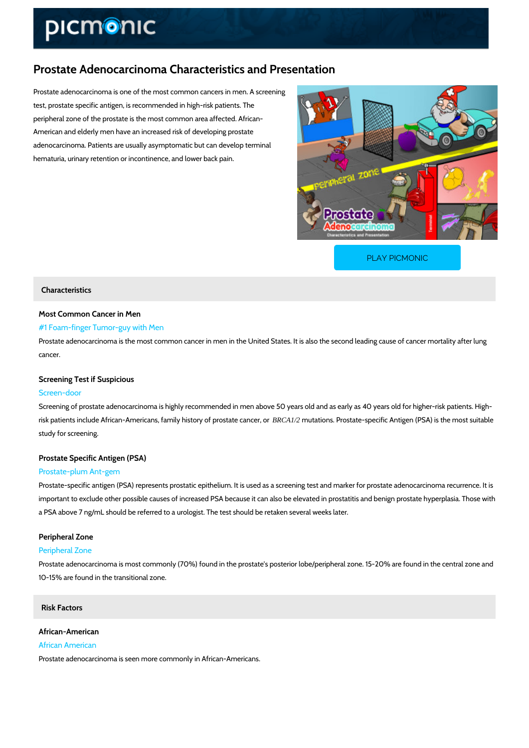# Prostate Adenocarcinoma Characteristics and Presentation

Prostate adenocarcinoma is one of the most common cancers in men. A screening test, prostate specific antigen, is recommended in high-risk patients. The peripheral zone of the prostate is the most common area affected. African-American and elderly men have an increased risk of developing prostate adenocarcinoma. Patients are usually asymptomatic but can develop terminal hematuria, urinary retention or incontinence, and lower back pain.

PLAY PICMONIC

## Characteristics

### Most Common Cancer in Men

#1 Foam-finger Tumor-guy with Men

Prostate adenocarcinoma is the most common cancer in men in the United States. It is also the second leading cause of cancer mortality after lung cancer.

### Screening Test if Suspicious

Screen-door

Screening of prostate adenocarcinoma is highly recommended in men above 50 years old and as early as 40 years old for higher-risk patients. High-risk patients include African-Americans, family history of prostate cancer, or *BRCA1/2* mutations. Prostate-specific Antigen (PSA) is the most suitable study for screening.

### Prostate Specific Antigen (PSA)

Prostate-plum Ant-gem

Prostate-specific antigen (PSA) represents prostatic epithelium. It is used as a screening test and marker for prostate adenocarcinoma recurrence. It is important to exclude other possible causes of increased PSA because it can also be elevated in prostatitis and benign prostate hyperplasia. Those with a PSA above 7 ng/mL should be referred to a urologist. The test should be retaken several weeks later.

### Peripheral Zone

Peripheral Zone

Prostate adenocarcinoma is most commonly (70%) found in the prostate's posterior lobe/peripheral zone. 15-20% are found in the central zone and 10-15% are found in the transitional zone.

## Risk Factors

### African-American

African American

Prostate adenocarcinoma is seen more commonly in African-Americans.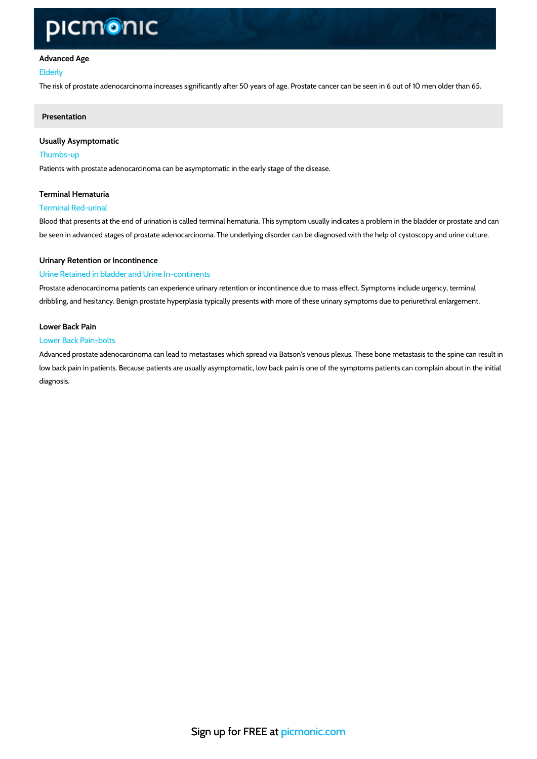**Advanced Age**

Elderly

The risk of prostate adenocarcinoma increases significantly after 50 years of age. Prostate cancer can be seen in 6 out of 10 men older than 65.

## Presentation

**Usually Asymptomatic**

Thumbs-up

Patients with prostate adenocarcinoma can be asymptomatic in the early stage of the disease.

**Terminal Hematuria**

Terminal Red-urinal

Blood that presents at the end of urination is called terminal hematuria. This symptom usually indicates a problem in the bladder or prostate and can be seen in advanced stages of prostate adenocarcinoma. The underlying disorder can be diagnosed with the help of cystoscopy and urine culture.

**Urinary Retention or Incontinence**

Urine Retained in bladder and Urine In-continents

Prostate adenocarcinoma patients can experience urinary retention or incontinence due to mass effect. Symptoms include urgency, terminal dribbling, and hesitancy. Benign prostate hyperplasia typically presents with more of these urinary symptoms due to periurethral enlargement.

**Lower Back Pain**

Lower Back Pain-bolts

Advanced prostate adenocarcinoma can lead to metastases which spread via Batson's venous plexus. These bone metastasis to the spine can result in low back pain in patients. Because patients are usually asymptomatic, low back pain is one of the symptoms patients can complain about in the initial diagnosis.